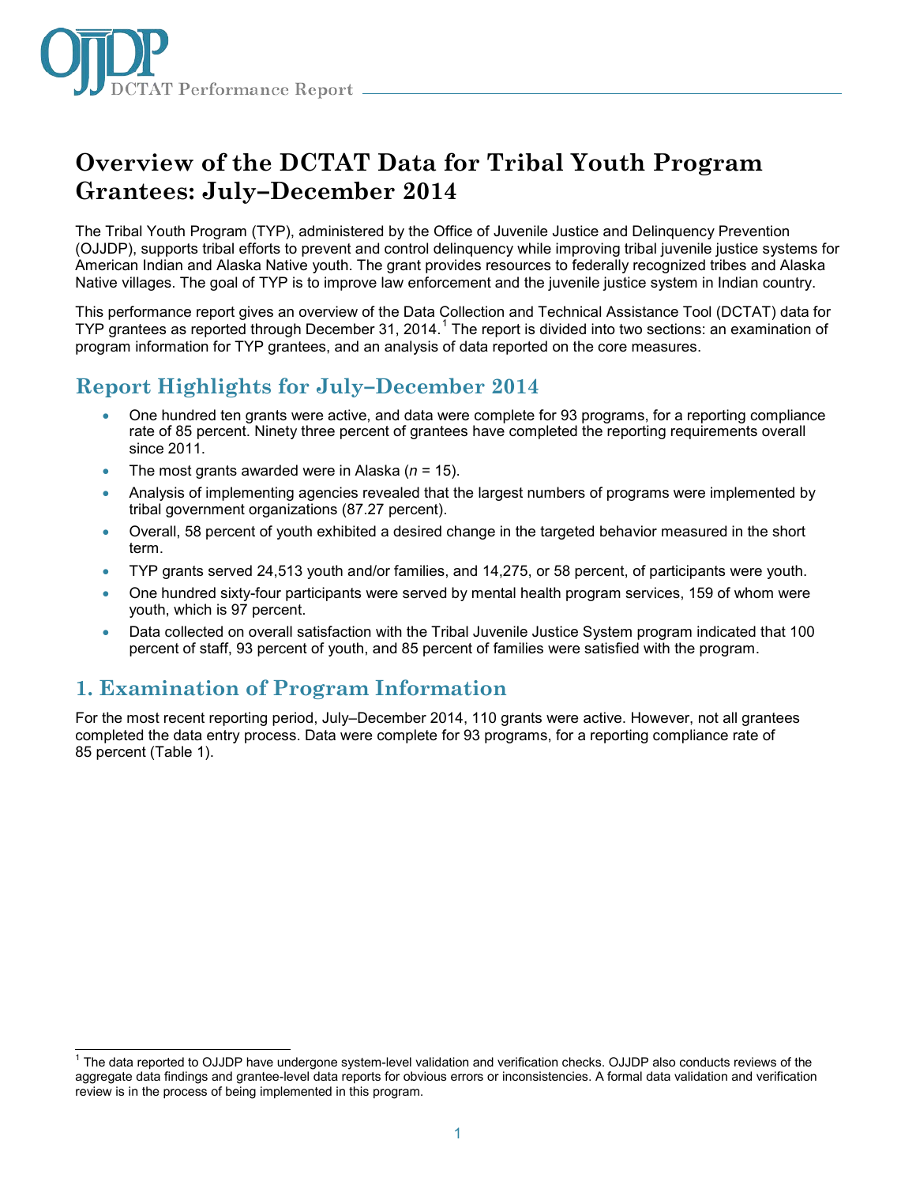# Overview of the DCTAT Data for Tribal Youth Program Grantees: July–December 2014

The Tribal Youth Program (TYP), administered by the Office of Juvenile Justice and Delinquency Prevention (OJJDP), supports tribal efforts to prevent and control delinquency while improving tribal juvenile justice systems for American Indian and Alaska Native youth. The grant provides resources to federally recognized tribes and Alaska Native villages. The goal of TYP is to improve law enforcement and the juvenile justice system in Indian country.

This performance report gives an overview of the Data Collection and Technical Assistance Tool (DCTAT) data for TYP grantees as reported through December 31, 2014.[1] The report is divided into two sections: an examination of program information for TYP grantees, and an analysis of data reported on the core measures.

## Report Highlights for July–December 2014

- One hundred ten grants were active, and data were complete for 93 programs, for a reporting compliance rate of 85 percent. Ninety three percent of grantees have completed the reporting requirements overall since 2011.
- The most grants awarded were in Alaska (*n* = 15).
- Analysis of implementing agencies revealed that the largest numbers of programs were implemented by tribal government organizations (87.27 percent).
- Overall, 58 percent of youth exhibited a desired change in the targeted behavior measured in the short term.
- TYP grants served 24,513 youth and/or families, and 14,275, or 58 percent, of participants were youth.
- One hundred sixty-four participants were served by mental health program services, 159 of whom were youth, which is 97 percent.
- Data collected on overall satisfaction with the Tribal Juvenile Justice System program indicated that 100 percent of staff, 93 percent of youth, and 85 percent of families were satisfied with the program.

## 1. Examination of Program Information

For the most recent reporting period, July–December 2014, 110 grants were active. However, not all grantees completed the data entry process. Data were complete for 93 programs, for a reporting compliance rate of 85 percent (Table 1).

[1] The data reported to OJJDP have undergone system-level validation and verification checks. OJJDP also conducts reviews of the aggregate data findings and grantee-level data reports for obvious errors or inconsistencies. A formal data validation and verification review is in the process of being implemented in this program.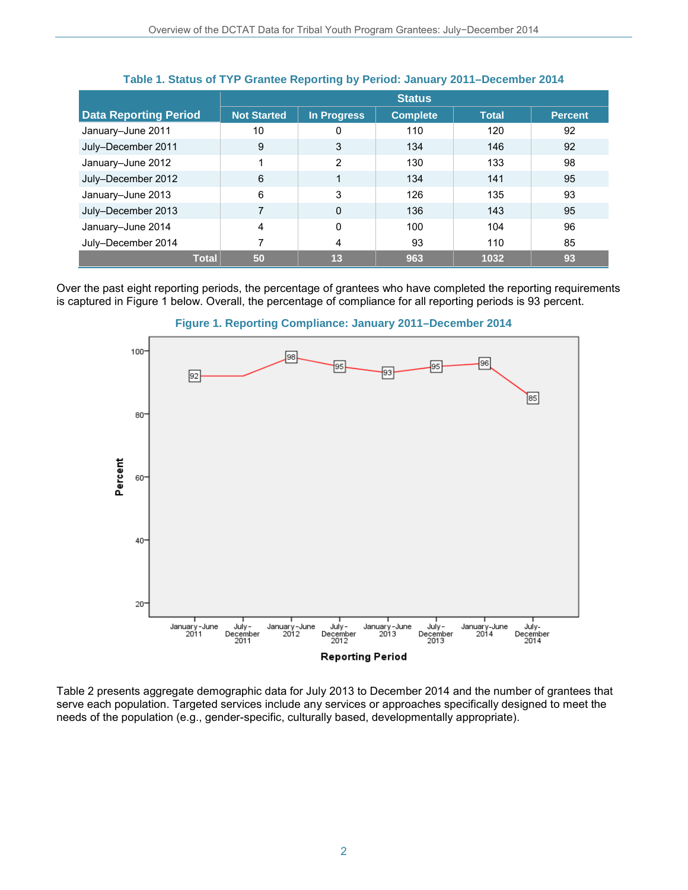**Table 1. Status of TYP Grantee Reporting by Period: January 2011–December 2014**

| Data Reporting Period | Status | | | | |
|---|---|---|---|---|---|
| | Not Started | In Progress | Complete | Total | Percent |
| January–June 2011 | 10 | 0 | 110 | 120 | 92 |
| July–December 2011 | 9 | 3 | 134 | 146 | 92 |
| January–June 2012 | 1 | 2 | 130 | 133 | 98 |
| July–December 2012 | 6 | 1 | 134 | 141 | 95 |
| January–June 2013 | 6 | 3 | 126 | 135 | 93 |
| July–December 2013 | 7 | 0 | 136 | 143 | 95 |
| January–June 2014 | 4 | 0 | 100 | 104 | 96 |
| July–December 2014 | 7 | 4 | 93 | 110 | 85 |
| **Total** | **50** | **13** | **963** | **1032** | **93** |

Over the past eight reporting periods, the percentage of grantees who have completed the reporting requirements is captured in Figure 1 below. Overall, the percentage of compliance for all reporting periods is 93 percent.

**Figure 1. Reporting Compliance: January 2011–December 2014**

Table 2 presents aggregate demographic data for July 2013 to December 2014 and the number of grantees that serve each population. Targeted services include any services or approaches specifically designed to meet the needs of the population (e.g., gender-specific, culturally based, developmentally appropriate).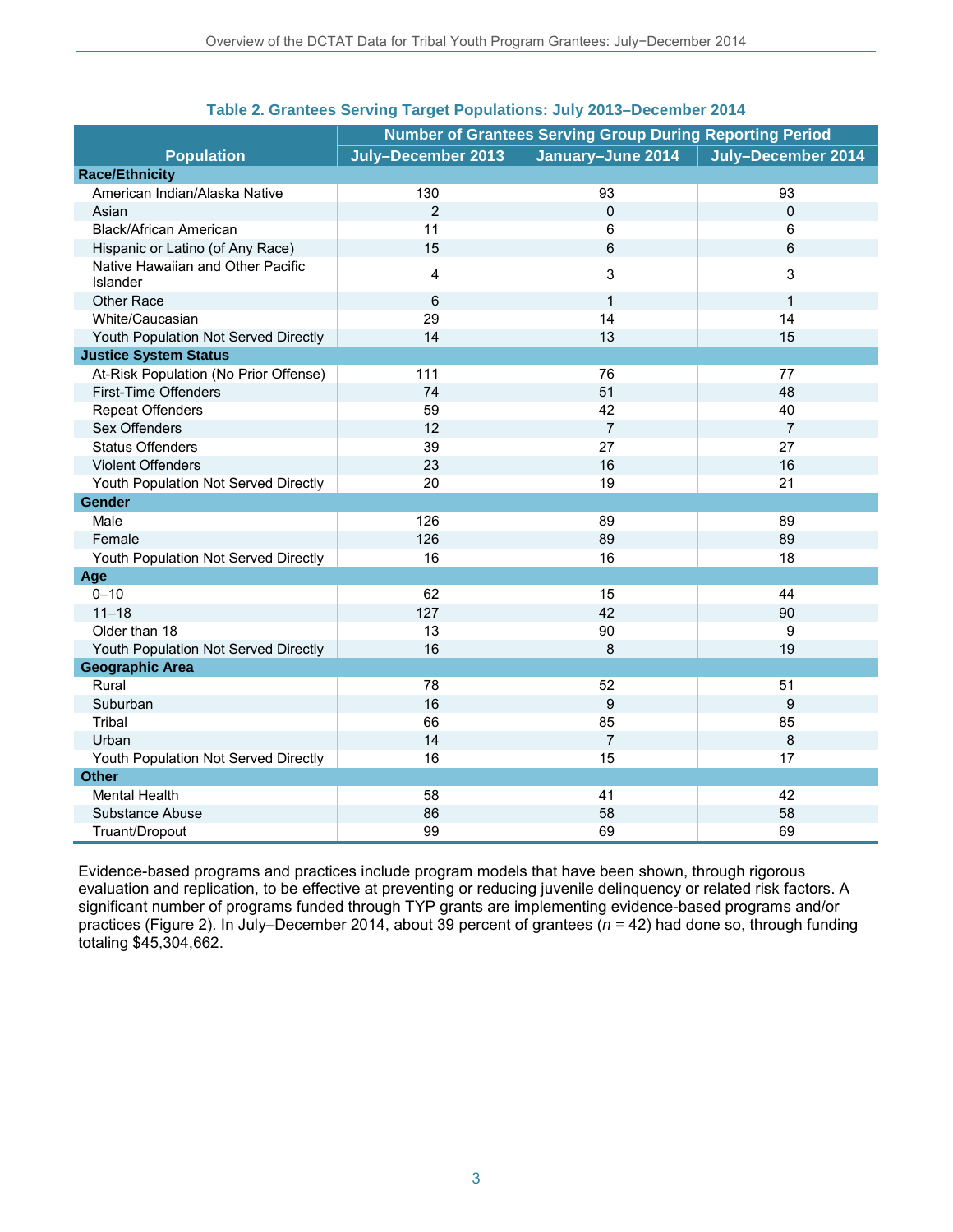**Table 2. Grantees Serving Target Populations: July 2013–December 2014**

| Population | Number of Grantees Serving Group During Reporting Period | | |
|---|---|---|---|
| | July–December 2013 | January–June 2014 | July–December 2014 |
| **Race/Ethnicity** | | | |
| American Indian/Alaska Native | 130 | 93 | 93 |
| Asian | 2 | 0 | 0 |
| Black/African American | 11 | 6 | 6 |
| Hispanic or Latino (of Any Race) | 15 | 6 | 6 |
| Native Hawaiian and Other Pacific Islander | 4 | 3 | 3 |
| Other Race | 6 | 1 | 1 |
| White/Caucasian | 29 | 14 | 14 |
| Youth Population Not Served Directly | 14 | 13 | 15 |
| **Justice System Status** | | | |
| At-Risk Population (No Prior Offense) | 111 | 76 | 77 |
| First-Time Offenders | 74 | 51 | 48 |
| Repeat Offenders | 59 | 42 | 40 |
| Sex Offenders | 12 | 7 | 7 |
| Status Offenders | 39 | 27 | 27 |
| Violent Offenders | 23 | 16 | 16 |
| Youth Population Not Served Directly | 20 | 19 | 21 |
| **Gender** | | | |
| Male | 126 | 89 | 89 |
| Female | 126 | 89 | 89 |
| Youth Population Not Served Directly | 16 | 16 | 18 |
| **Age** | | | |
| 0–10 | 62 | 15 | 44 |
| 11–18 | 127 | 42 | 90 |
| Older than 18 | 13 | 90 | 9 |
| Youth Population Not Served Directly | 16 | 8 | 19 |
| **Geographic Area** | | | |
| Rural | 78 | 52 | 51 |
| Suburban | 16 | 9 | 9 |
| Tribal | 66 | 85 | 85 |
| Urban | 14 | 7 | 8 |
| Youth Population Not Served Directly | 16 | 15 | 17 |
| **Other** | | | |
| Mental Health | 58 | 41 | 42 |
| Substance Abuse | 86 | 58 | 58 |
| Truant/Dropout | 99 | 69 | 69 |

Evidence-based programs and practices include program models that have been shown, through rigorous evaluation and replication, to be effective at preventing or reducing juvenile delinquency or related risk factors. A significant number of programs funded through TYP grants are implementing evidence-based programs and/or practices (Figure 2). In July–December 2014, about 39 percent of grantees ($n$ = 42) had done so, through funding totaling $45,304,662.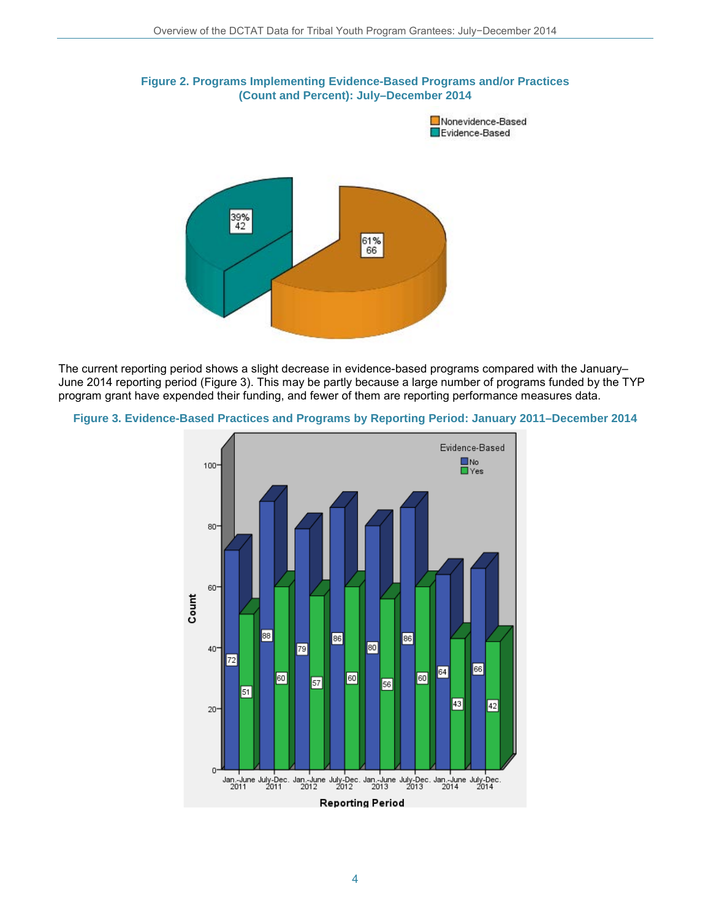**Figure 2. Programs Implementing Evidence-Based Programs and/or Practices (Count and Percent): July–December 2014**

The current reporting period shows a slight decrease in evidence-based programs compared with the January–June 2014 reporting period (Figure 3). This may be partly because a large number of programs funded by the TYP program grant have expended their funding, and fewer of them are reporting performance measures data.

**Figure 3. Evidence-Based Practices and Programs by Reporting Period: January 2011–December 2014**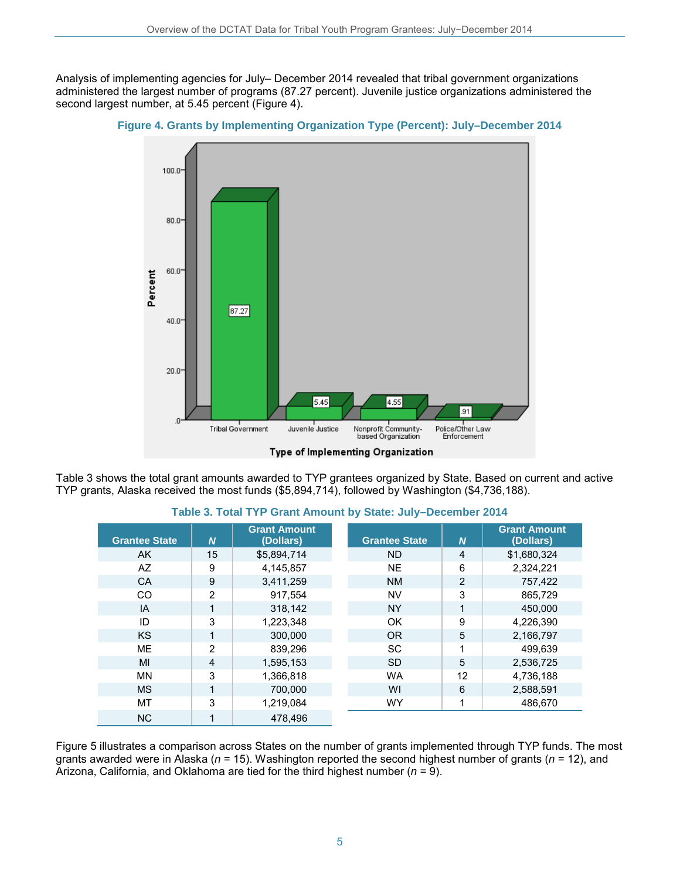Analysis of implementing agencies for July– December 2014 revealed that tribal government organizations administered the largest number of programs (87.27 percent). Juvenile justice organizations administered the second largest number, at 5.45 percent (Figure 4).

**Figure 4. Grants by Implementing Organization Type (Percent): July–December 2014**

Table 3 shows the total grant amounts awarded to TYP grantees organized by State. Based on current and active TYP grants, Alaska received the most funds ($5,894,714), followed by Washington ($4,736,188).

**Table 3. Total TYP Grant Amount by State: July–December 2014**

| Grantee State | *N* | Grant Amount (Dollars) |
|---|---|---|
| AK | 15 | $5,894,714 |
| AZ | 9 | 4,145,857 |
| CA | 9 | 3,411,259 |
| CO | 2 | 917,554 |
| IA | 1 | 318,142 |
| ID | 3 | 1,223,348 |
| KS | 1 | 300,000 |
| ME | 2 | 839,296 |
| MI | 4 | 1,595,153 |
| MN | 3 | 1,366,818 |
| MS | 1 | 700,000 |
| MT | 3 | 1,219,084 |
| NC | 1 | 478,496 |
| ND | 4 | $1,680,324 |
| NE | 6 | 2,324,221 |
| NM | 2 | 757,422 |
| NV | 3 | 865,729 |
| NY | 1 | 450,000 |
| OK | 9 | 4,226,390 |
| OR | 5 | 2,166,797 |
| SC | 1 | 499,639 |
| SD | 5 | 2,536,725 |
| WA | 12 | 4,736,188 |
| WI | 6 | 2,588,591 |
| WY | 1 | 486,670 |

Figure 5 illustrates a comparison across States on the number of grants implemented through TYP funds. The most grants awarded were in Alaska (*n* = 15). Washington reported the second highest number of grants (*n* = 12), and Arizona, California, and Oklahoma are tied for the third highest number (*n* = 9).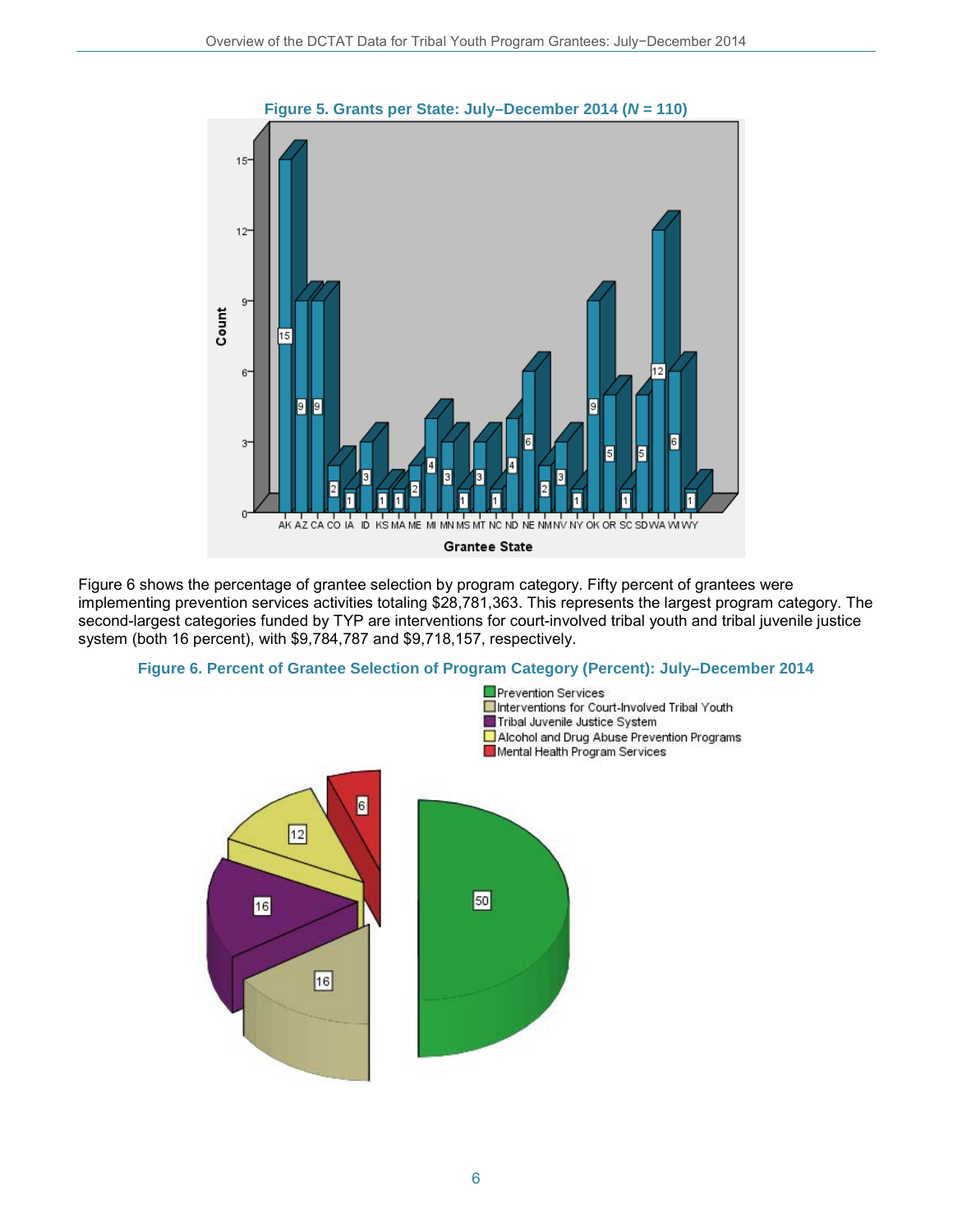**Figure 5. Grants per State: July–December 2014 (*N* = 110)**

Figure 6 shows the percentage of grantee selection by program category. Fifty percent of grantees were implementing prevention services activities totaling $28,781,363. This represents the largest program category. The second-largest categories funded by TYP are interventions for court-involved tribal youth and tribal juvenile justice system (both 16 percent), with $9,784,787 and $9,718,157, respectively.

**Figure 6. Percent of Grantee Selection of Program Category (Percent): July–December 2014**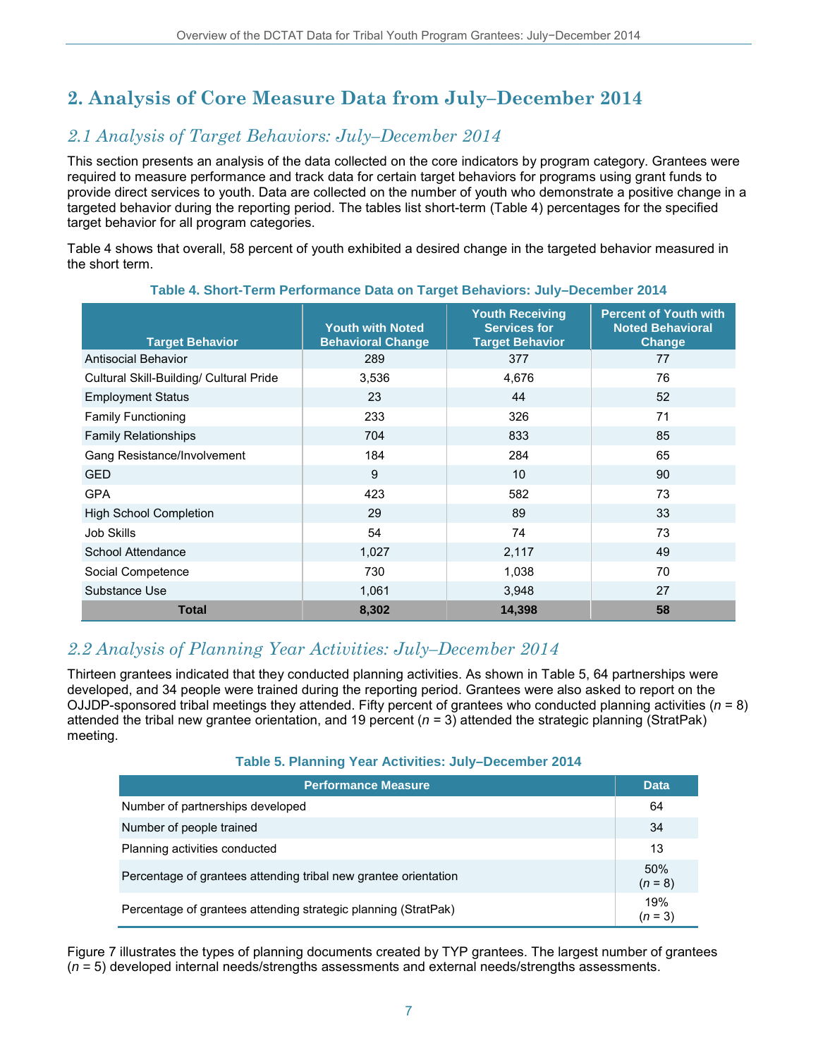# 2. Analysis of Core Measure Data from July–December 2014

## *2.1 Analysis of Target Behaviors: July–December 2014*

This section presents an analysis of the data collected on the core indicators by program category. Grantees were required to measure performance and track data for certain target behaviors for programs using grant funds to provide direct services to youth. Data are collected on the number of youth who demonstrate a positive change in a targeted behavior during the reporting period. The tables list short-term (Table 4) percentages for the specified target behavior for all program categories.

Table 4 shows that overall, 58 percent of youth exhibited a desired change in the targeted behavior measured in the short term.

**Table 4. Short-Term Performance Data on Target Behaviors: July–December 2014**

| Target Behavior | Youth with Noted Behavioral Change | Youth Receiving Services for Target Behavior | Percent of Youth with Noted Behavioral Change |
|---|---|---|---|
| Antisocial Behavior | 289 | 377 | 77 |
| Cultural Skill-Building/ Cultural Pride | 3,536 | 4,676 | 76 |
| Employment Status | 23 | 44 | 52 |
| Family Functioning | 233 | 326 | 71 |
| Family Relationships | 704 | 833 | 85 |
| Gang Resistance/Involvement | 184 | 284 | 65 |
| GED | 9 | 10 | 90 |
| GPA | 423 | 582 | 73 |
| High School Completion | 29 | 89 | 33 |
| Job Skills | 54 | 74 | 73 |
| School Attendance | 1,027 | 2,117 | 49 |
| Social Competence | 730 | 1,038 | 70 |
| Substance Use | 1,061 | 3,948 | 27 |
| **Total** | **8,302** | **14,398** | **58** |

## *2.2 Analysis of Planning Year Activities: July–December 2014*

Thirteen grantees indicated that they conducted planning activities. As shown in Table 5, 64 partnerships were developed, and 34 people were trained during the reporting period. Grantees were also asked to report on the OJJDP-sponsored tribal meetings they attended. Fifty percent of grantees who conducted planning activities (*n* = 8) attended the tribal new grantee orientation, and 19 percent (*n* = 3) attended the strategic planning (StratPak) meeting.

**Table 5. Planning Year Activities: July–December 2014**

| Performance Measure | Data |
|---|---|
| Number of partnerships developed | 64 |
| Number of people trained | 34 |
| Planning activities conducted | 13 |
| Percentage of grantees attending tribal new grantee orientation | 50% (*n* = 8) |
| Percentage of grantees attending strategic planning (StratPak) | 19% (*n* = 3) |

Figure 7 illustrates the types of planning documents created by TYP grantees. The largest number of grantees (*n* = 5) developed internal needs/strengths assessments and external needs/strengths assessments.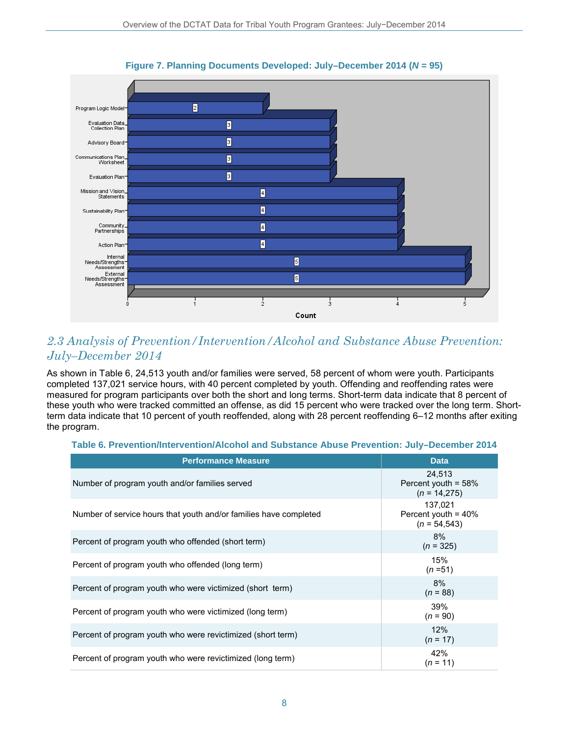**Figure 7. Planning Documents Developed: July–December 2014 (*N* = 95)**

| Planning Document | Count |
|---|---|
| Program Logic Model | 2 |
| Evaluation Data Collection Plan | 3 |
| Advisory Board | 3 |
| Communications Plan Worksheet | 3 |
| Evaluation Plan | 3 |
| Mission and Vision Statements | 4 |
| Sustainability Plan | 4 |
| Community Partnerships | 4 |
| Action Plan | 4 |
| Internal Needs/Strengths Assessment | 5 |
| External Needs/Strengths Assessment | 5 |

## *2.3 Analysis of Prevention/Intervention/Alcohol and Substance Abuse Prevention: July–December 2014*

As shown in Table 6, 24,513 youth and/or families were served, 58 percent of whom were youth. Participants completed 137,021 service hours, with 40 percent completed by youth. Offending and reoffending rates were measured for program participants over both the short and long terms. Short-term data indicate that 8 percent of these youth who were tracked committed an offense, as did 15 percent who were tracked over the long term. Short-term data indicate that 10 percent of youth reoffended, along with 28 percent reoffending 6–12 months after exiting the program.

**Table 6. Prevention/Intervention/Alcohol and Substance Abuse Prevention: July–December 2014**

| Performance Measure | Data |
|---|---|
| Number of program youth and/or families served | 24,513<br>Percent youth = 58%<br>(*n* = 14,275) |
| Number of service hours that youth and/or families have completed | 137,021<br>Percent youth = 40%<br>(*n* = 54,543) |
| Percent of program youth who offended (short term) | 8%<br>(*n* = 325) |
| Percent of program youth who offended (long term) | 15%<br>(*n* =51) |
| Percent of program youth who were victimized (short term) | 8%<br>(*n* = 88) |
| Percent of program youth who were victimized (long term) | 39%<br>(*n* = 90) |
| Percent of program youth who were revictimized (short term) | 12%<br>(*n* = 17) |
| Percent of program youth who were revictimized (long term) | 42%<br>(*n* = 11) |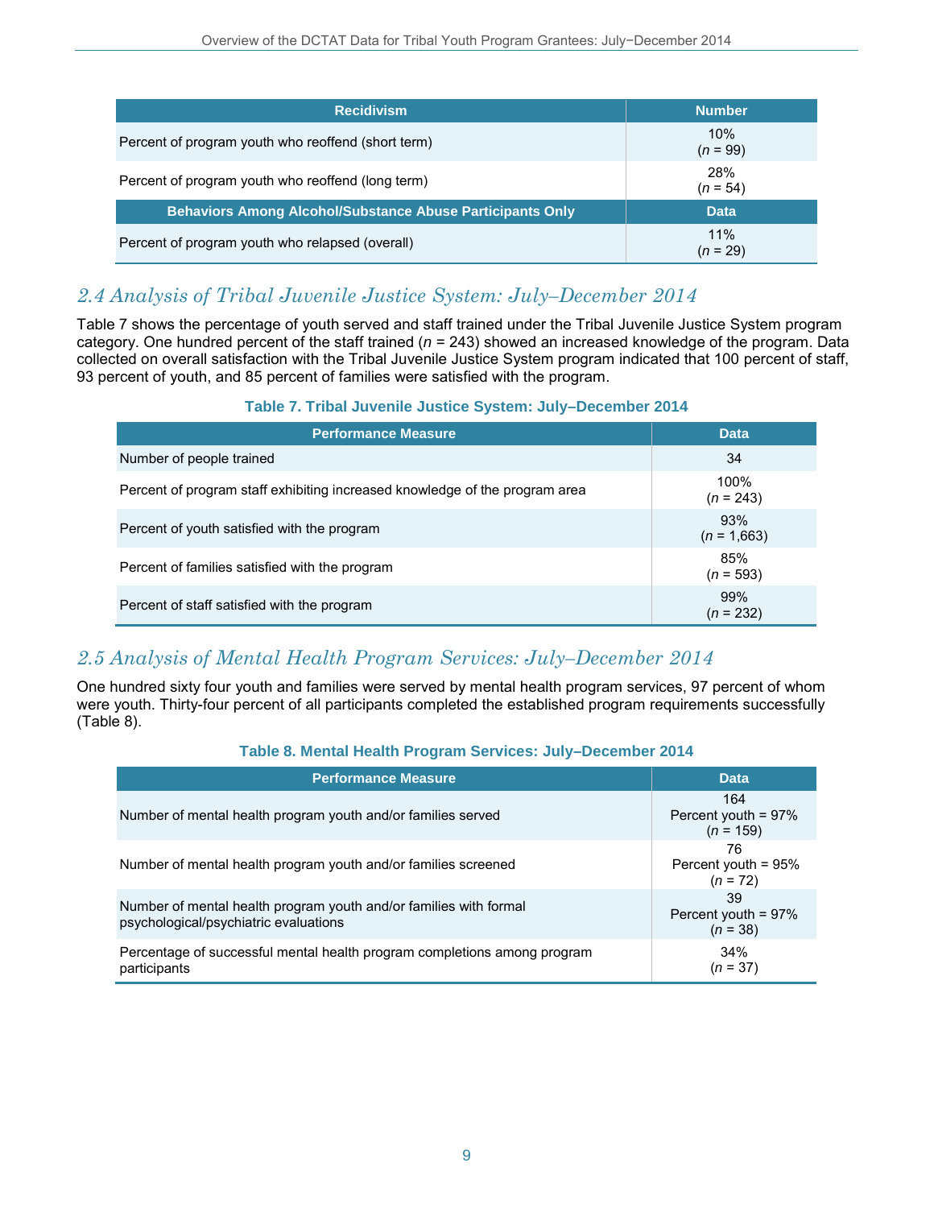| Recidivism | Number |
|---|---|
| Percent of program youth who reoffend (short term) | 10% (*n* = 99) |
| Percent of program youth who reoffend (long term) | 28% (*n* = 54) |
| **Behaviors Among Alcohol/Substance Abuse Participants Only** | **Data** |
| Percent of program youth who relapsed (overall) | 11% (*n* = 29) |

## *2.4 Analysis of Tribal Juvenile Justice System: July–December 2014*

Table 7 shows the percentage of youth served and staff trained under the Tribal Juvenile Justice System program category. One hundred percent of the staff trained (*n* = 243) showed an increased knowledge of the program. Data collected on overall satisfaction with the Tribal Juvenile Justice System program indicated that 100 percent of staff, 93 percent of youth, and 85 percent of families were satisfied with the program.

**Table 7. Tribal Juvenile Justice System: July–December 2014**

| Performance Measure | Data |
|---|---|
| Number of people trained | 34 |
| Percent of program staff exhibiting increased knowledge of the program area | 100% (*n* = 243) |
| Percent of youth satisfied with the program | 93% (*n* = 1,663) |
| Percent of families satisfied with the program | 85% (*n* = 593) |
| Percent of staff satisfied with the program | 99% (*n* = 232) |

## *2.5 Analysis of Mental Health Program Services: July–December 2014*

One hundred sixty four youth and families were served by mental health program services, 97 percent of whom were youth. Thirty-four percent of all participants completed the established program requirements successfully (Table 8).

**Table 8. Mental Health Program Services: July–December 2014**

| Performance Measure | Data |
|---|---|
| Number of mental health program youth and/or families served | 164 Percent youth = 97% (*n* = 159) |
| Number of mental health program youth and/or families screened | 76 Percent youth = 95% (*n* = 72) |
| Number of mental health program youth and/or families with formal psychological/psychiatric evaluations | 39 Percent youth = 97% (*n* = 38) |
| Percentage of successful mental health program completions among program participants | 34% (*n* = 37) |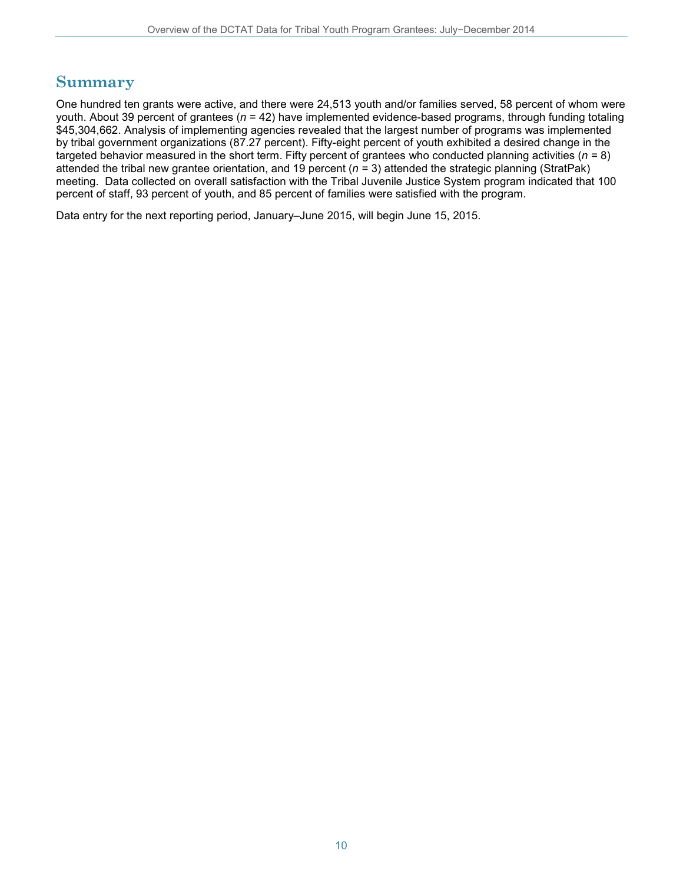## Summary

One hundred ten grants were active, and there were 24,513 youth and/or families served, 58 percent of whom were youth. About 39 percent of grantees (*n* = 42) have implemented evidence-based programs, through funding totaling $45,304,662. Analysis of implementing agencies revealed that the largest number of programs was implemented by tribal government organizations (87.27 percent). Fifty-eight percent of youth exhibited a desired change in the targeted behavior measured in the short term. Fifty percent of grantees who conducted planning activities (*n* = 8) attended the tribal new grantee orientation, and 19 percent (*n* = 3) attended the strategic planning (StratPak) meeting. Data collected on overall satisfaction with the Tribal Juvenile Justice System program indicated that 100 percent of staff, 93 percent of youth, and 85 percent of families were satisfied with the program.

Data entry for the next reporting period, January–June 2015, will begin June 15, 2015.